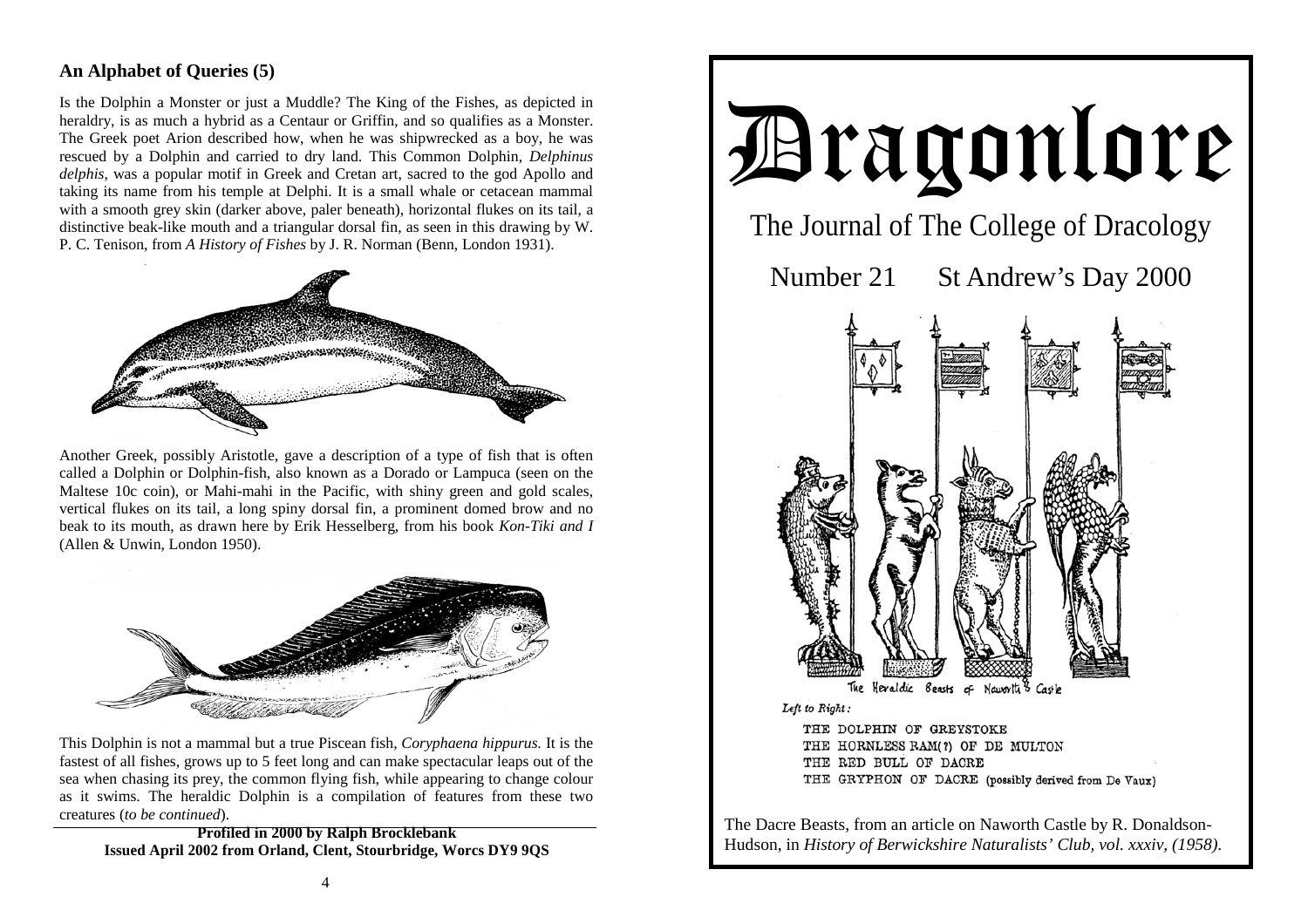## An Alphabet of Queries (5)

Is the Dolphin a Monster or just a Muddle? The King of the Fishes, as depicted in heraldry, is as much a hybrid as a Centaur or Griffin, and so qualifies as a Monster. The Greek poet Arion described how, when he was shipwrecked as a boy, he was rescued by a Dolphin and carried to dry land. This Common Dolphin, *Delphinus delphis*, was a popular motif in Greek and Cretan art, sacred to the god Apollo and taking its name from his temple at Delphi. It is a small whale or cetacean mammal with a smooth grey skin (darker above, paler beneath), horizontal flukes on its tail, a distinctive beak-like mouth and a triangular dorsal fin, as seen in this drawing by W. P. C. Tenison, from *A History of Fishes* by J. R. Norman (Benn, London 1931).

Another Greek, possibly Aristotle, gave a description of a type of fish that is often called a Dolphin or Dolphin-fish, also known as a Dorado or Lampuca (seen on the Maltese 10c coin), or Mahi-mahi in the Pacific, with shiny green and gold scales, vertical flukes on its tail, a long spiny dorsal fin, a prominent domed brow and no beak to its mouth, as drawn here by Erik Hesselberg, from his book *Kon-Tiki and I* (Allen & Unwin, London 1950).

This Dolphin is not a mammal but a true Piscean fish, *Coryphaena hippurus*. It is the fastest of all fishes, grows up to 5 feet long and can make spectacular leaps out of the sea when chasing its prey, the common flying fish, while appearing to change colour as it swims. The heraldic Dolphin is a compilation of features from these two creatures (*to be continued*).

**Profiled in 2000 by Ralph Brocklebank**
**Issued April 2002 from Orland, Clent, Stourbridge, Worcs DY9 9QS**

# Dragonlore

## The Journal of The College of Dracology

### Number 21 St Andrew's Day 2000

The Heraldic Beasts of Naworth Castle

*Left to Right:*

THE DOLPHIN OF GREYSTOKE
THE HORNLESS RAM(?) OF DE MULTON
THE RED BULL OF DACRE
THE GRYPHON OF DACRE (possibly derived from De Vaux)

The Dacre Beasts, from an article on Naworth Castle by R. Donaldson-Hudson, in *History of Berwickshire Naturalists' Club, vol. xxxiv, (1958).*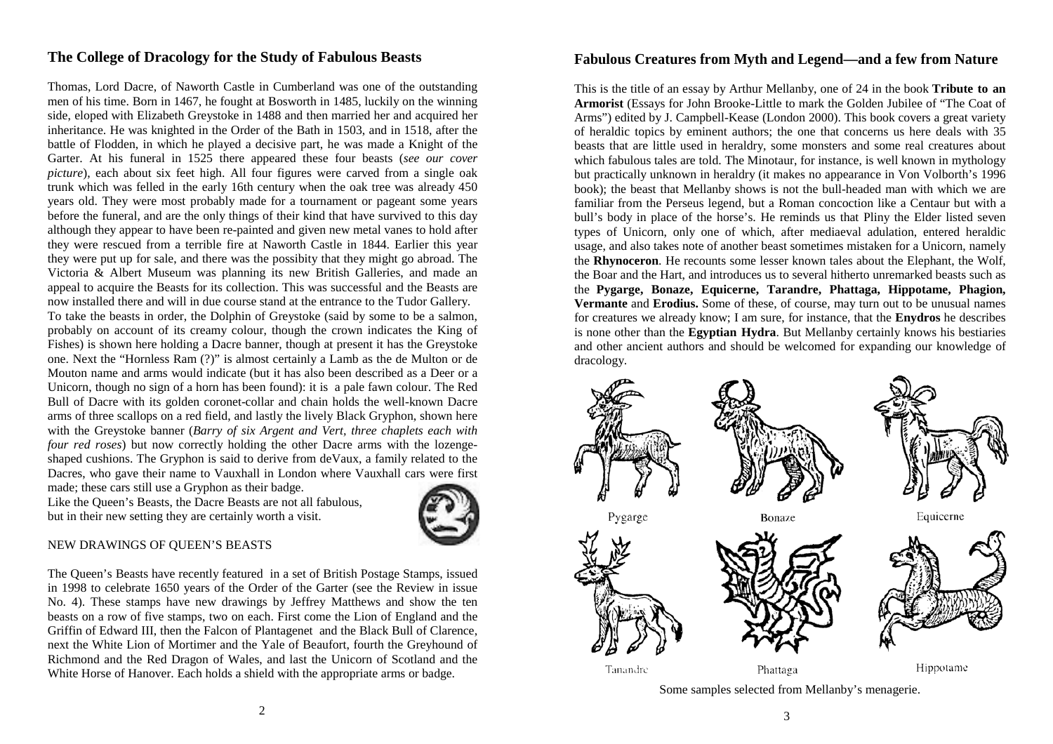## The College of Dracology for the Study of Fabulous Beasts

Thomas, Lord Dacre, of Naworth Castle in Cumberland was one of the outstanding men of his time. Born in 1467, he fought at Bosworth in 1485, luckily on the winning side, eloped with Elizabeth Greystoke in 1488 and then married her and acquired her inheritance. He was knighted in the Order of the Bath in 1503, and in 1518, after the battle of Flodden, in which he played a decisive part, he was made a Knight of the Garter. At his funeral in 1525 there appeared these four beasts (*see our cover picture*), each about six feet high. All four figures were carved from a single oak trunk which was felled in the early 16th century when the oak tree was already 450 years old. They were most probably made for a tournament or pageant some years before the funeral, and are the only things of their kind that have survived to this day although they appear to have been re-painted and given new metal vanes to hold after they were rescued from a terrible fire at Naworth Castle in 1844. Earlier this year they were put up for sale, and there was the possibity that they might go abroad. The Victoria & Albert Museum was planning its new British Galleries, and made an appeal to acquire the Beasts for its collection. This was successful and the Beasts are now installed there and will in due course stand at the entrance to the Tudor Gallery.

To take the beasts in order, the Dolphin of Greystoke (said by some to be a salmon, probably on account of its creamy colour, though the crown indicates the King of Fishes) is shown here holding a Dacre banner, though at present it has the Greystoke one. Next the "Hornless Ram (?)" is almost certainly a Lamb as the de Multon or de Mouton name and arms would indicate (but it has also been described as a Deer or a Unicorn, though no sign of a horn has been found): it is a pale fawn colour. The Red Bull of Dacre with its golden coronet-collar and chain holds the well-known Dacre arms of three scallops on a red field, and lastly the lively Black Gryphon, shown here with the Greystoke banner (*Barry of six Argent and Vert, three chaplets each with four red roses*) but now correctly holding the other Dacre arms with the lozenge-shaped cushions. The Gryphon is said to derive from deVaux, a family related to the Dacres, who gave their name to Vauxhall in London where Vauxhall cars were first made; these cars still use a Gryphon as their badge.

Like the Queen's Beasts, the Dacre Beasts are not all fabulous, but in their new setting they are certainly worth a visit.

NEW DRAWINGS OF QUEEN'S BEASTS

The Queen's Beasts have recently featured in a set of British Postage Stamps, issued in 1998 to celebrate 1650 years of the Order of the Garter (see the Review in issue No. 4). These stamps have new drawings by Jeffrey Matthews and show the ten beasts on a row of five stamps, two on each. First come the Lion of England and the Griffin of Edward III, then the Falcon of Plantagenet and the Black Bull of Clarence, next the White Lion of Mortimer and the Yale of Beaufort, fourth the Greyhound of Richmond and the Red Dragon of Wales, and last the Unicorn of Scotland and the White Horse of Hanover. Each holds a shield with the appropriate arms or badge.

## Fabulous Creatures from Myth and Legend—and a few from Nature

This is the title of an essay by Arthur Mellanby, one of 24 in the book **Tribute to an Armorist** (Essays for John Brooke-Little to mark the Golden Jubilee of "The Coat of Arms") edited by J. Campbell-Kease (London 2000). This book covers a great variety of heraldic topics by eminent authors; the one that concerns us here deals with 35 beasts that are little used in heraldry, some monsters and some real creatures about which fabulous tales are told. The Minotaur, for instance, is well known in mythology but practically unknown in heraldry (it makes no appearance in Von Volborth's 1996 book); the beast that Mellanby shows is not the bull-headed man with which we are familiar from the Perseus legend, but a Roman concoction like a Centaur but with a bull's body in place of the horse's. He reminds us that Pliny the Elder listed seven types of Unicorn, only one of which, after mediaeval adulation, entered heraldic usage, and also takes note of another beast sometimes mistaken for a Unicorn, namely the **Rhynoceron**. He recounts some lesser known tales about the Elephant, the Wolf, the Boar and the Hart, and introduces us to several hitherto unremarked beasts such as the **Pygarge, Bonaze, Equicerne, Tarandre, Phattaga, Hippotame, Phagion, Vermante** and **Erodius.** Some of these, of course, may turn out to be unusual names for creatures we already know; I am sure, for instance, that the **Enydros** he describes is none other than the **Egyptian Hydra**. But Mellanby certainly knows his bestiaries and other ancient authors and should be welcomed for expanding our knowledge of dracology.

Pygarge Bonaze Equicerne

Tanandre Phattaga Hippotame

Some samples selected from Mellanby's menagerie.